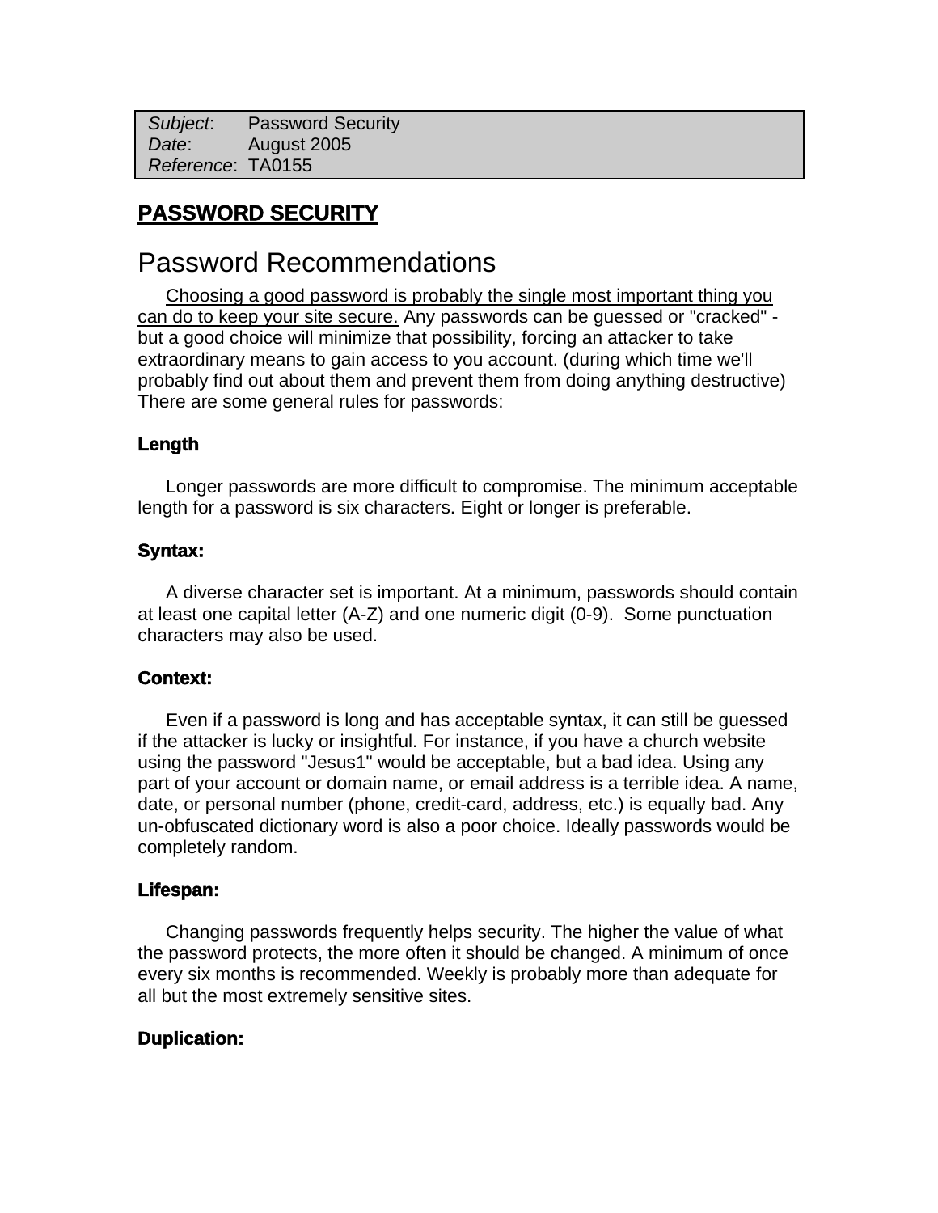| *Subject*: | Password Security |
| --- | --- |
| *Date*: | August 2005 |
| *Reference*: | TA0155 |

# PASSWORD SECURITY

## Password Recommendations

Choosing a good password is probably the single most important thing you can do to keep your site secure. Any passwords can be guessed or "cracked" - but a good choice will minimize that possibility, forcing an attacker to take extraordinary means to gain access to you account. (during which time we'll probably find out about them and prevent them from doing anything destructive) There are some general rules for passwords:

### Length

Longer passwords are more difficult to compromise. The minimum acceptable length for a password is six characters. Eight or longer is preferable.

### Syntax:

A diverse character set is important. At a minimum, passwords should contain at least one capital letter (A-Z) and one numeric digit (0-9). Some punctuation characters may also be used.

### Context:

Even if a password is long and has acceptable syntax, it can still be guessed if the attacker is lucky or insightful. For instance, if you have a church website using the password "Jesus1" would be acceptable, but a bad idea. Using any part of your account or domain name, or email address is a terrible idea. A name, date, or personal number (phone, credit-card, address, etc.) is equally bad. Any un-obfuscated dictionary word is also a poor choice. Ideally passwords would be completely random.

### Lifespan:

Changing passwords frequently helps security. The higher the value of what the password protects, the more often it should be changed. A minimum of once every six months is recommended. Weekly is probably more than adequate for all but the most extremely sensitive sites.

### Duplication: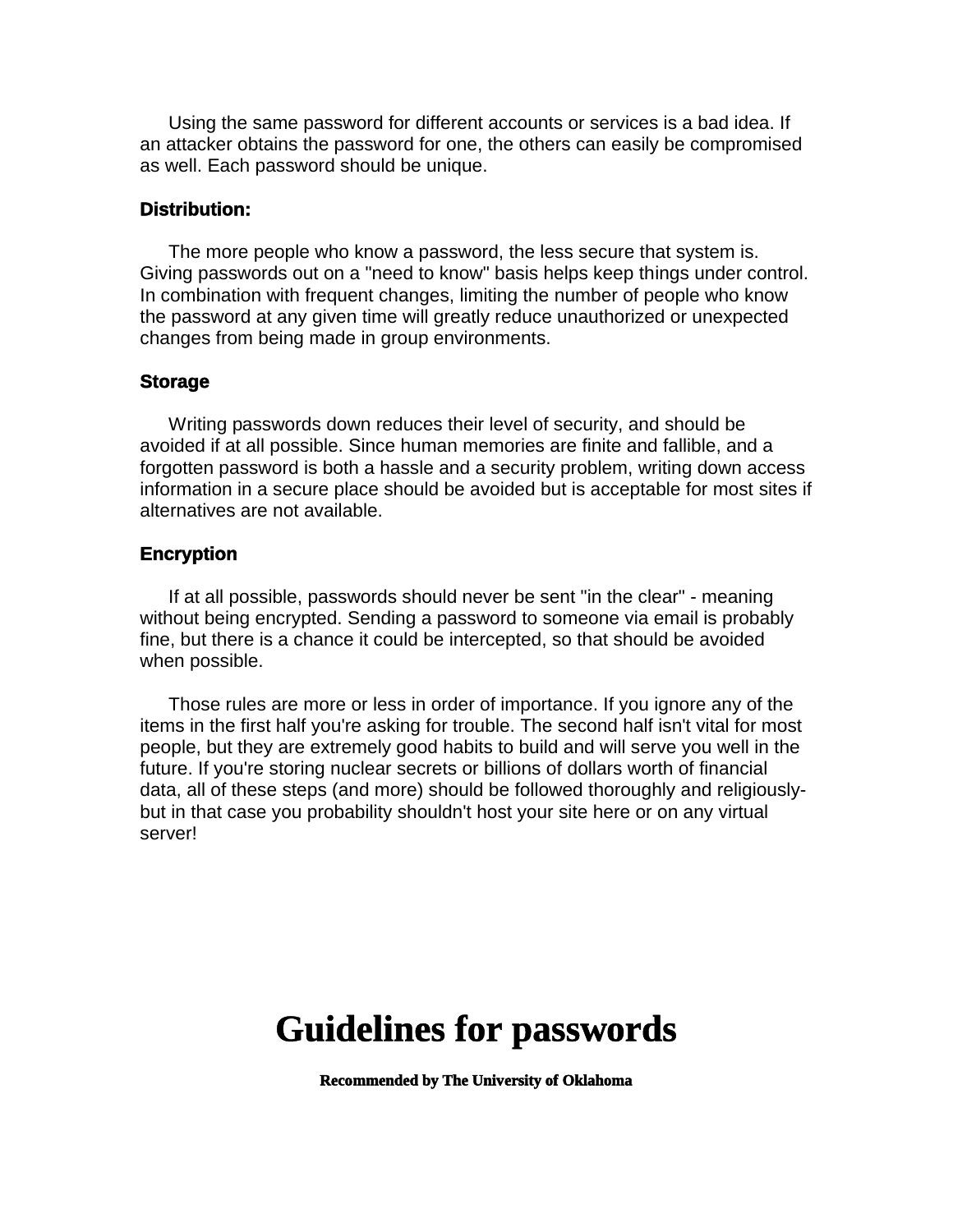Using the same password for different accounts or services is a bad idea. If an attacker obtains the password for one, the others can easily be compromised as well. Each password should be unique.

**Distribution:**

The more people who know a password, the less secure that system is. Giving passwords out on a "need to know" basis helps keep things under control. In combination with frequent changes, limiting the number of people who know the password at any given time will greatly reduce unauthorized or unexpected changes from being made in group environments.

**Storage**

Writing passwords down reduces their level of security, and should be avoided if at all possible. Since human memories are finite and fallible, and a forgotten password is both a hassle and a security problem, writing down access information in a secure place should be avoided but is acceptable for most sites if alternatives are not available.

**Encryption**

If at all possible, passwords should never be sent "in the clear" - meaning without being encrypted. Sending a password to someone via email is probably fine, but there is a chance it could be intercepted, so that should be avoided when possible.

Those rules are more or less in order of importance. If you ignore any of the items in the first half you're asking for trouble. The second half isn't vital for most people, but they are extremely good habits to build and will serve you well in the future. If you're storing nuclear secrets or billions of dollars worth of financial data, all of these steps (and more) should be followed thoroughly and religiously- but in that case you probability shouldn't host your site here or on any virtual server!

# Guidelines for passwords

**Recommended by The University of Oklahoma**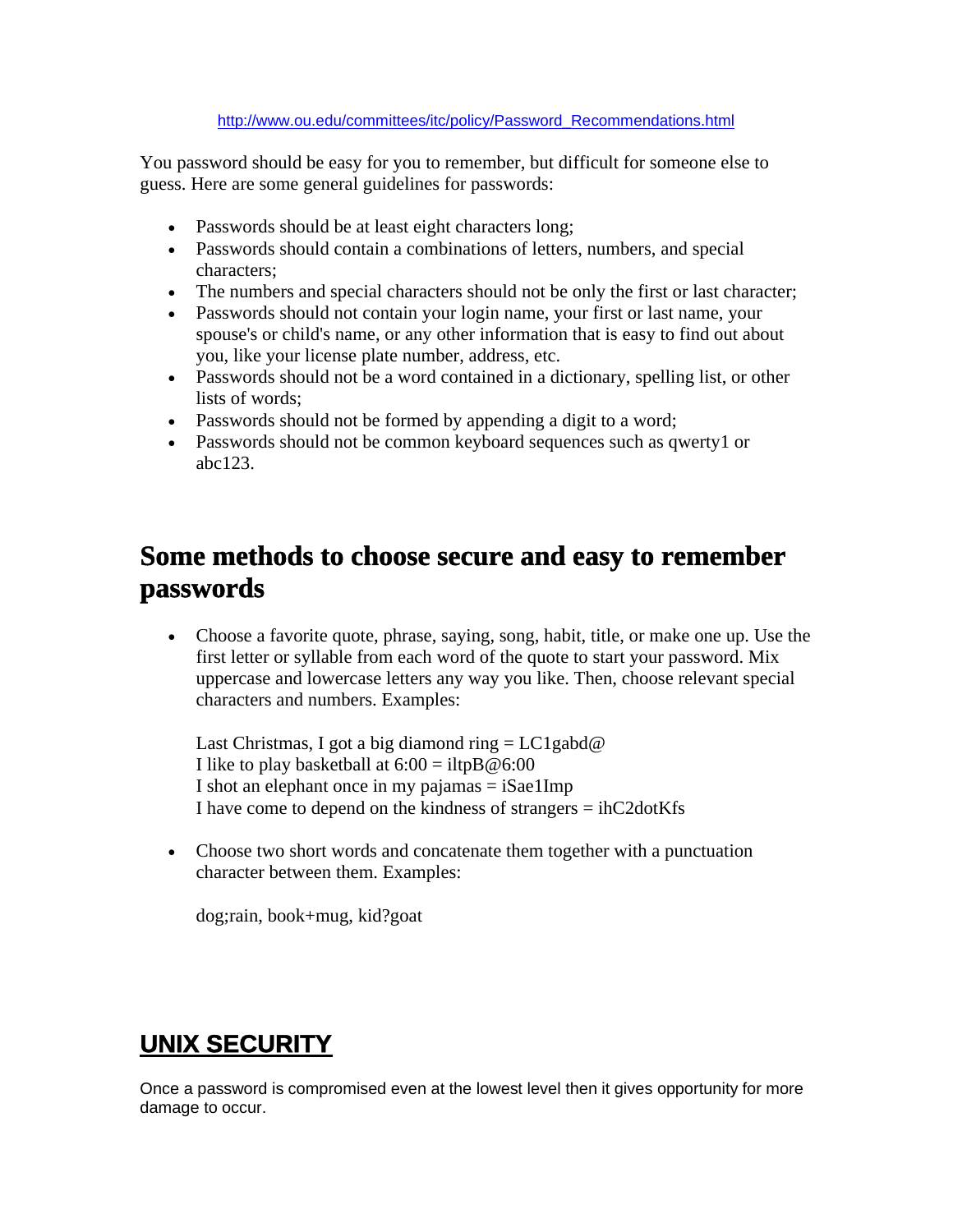http://www.ou.edu/committees/itc/policy/Password_Recommendations.html

You password should be easy for you to remember, but difficult for someone else to guess. Here are some general guidelines for passwords:

- Passwords should be at least eight characters long;
- Passwords should contain a combinations of letters, numbers, and special characters;
- The numbers and special characters should not be only the first or last character;
- Passwords should not contain your login name, your first or last name, your spouse's or child's name, or any other information that is easy to find out about you, like your license plate number, address, etc.
- Passwords should not be a word contained in a dictionary, spelling list, or other lists of words;
- Passwords should not be formed by appending a digit to a word;
- Passwords should not be common keyboard sequences such as qwerty1 or abc123.

## Some methods to choose secure and easy to remember passwords

- Choose a favorite quote, phrase, saying, song, habit, title, or make one up. Use the first letter or syllable from each word of the quote to start your password. Mix uppercase and lowercase letters any way you like. Then, choose relevant special characters and numbers. Examples:

  Last Christmas, I got a big diamond ring = LC1gabd@
  I like to play basketball at 6:00 = iltpB@6:00
  I shot an elephant once in my pajamas = iSae1Imp
  I have come to depend on the kindness of strangers = ihC2dotKfs

- Choose two short words and concatenate them together with a punctuation character between them. Examples:

  dog;rain, book+mug, kid?goat

## UNIX SECURITY

Once a password is compromised even at the lowest level then it gives opportunity for more damage to occur.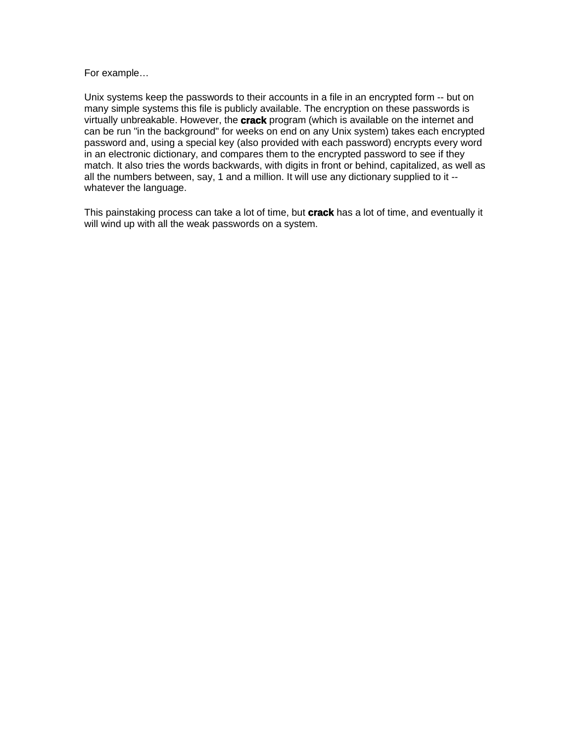For example…

Unix systems keep the passwords to their accounts in a file in an encrypted form -- but on many simple systems this file is publicly available. The encryption on these passwords is virtually unbreakable. However, the **crack** program (which is available on the internet and can be run "in the background" for weeks on end on any Unix system) takes each encrypted password and, using a special key (also provided with each password) encrypts every word in an electronic dictionary, and compares them to the encrypted password to see if they match. It also tries the words backwards, with digits in front or behind, capitalized, as well as all the numbers between, say, 1 and a million. It will use any dictionary supplied to it -- whatever the language.

This painstaking process can take a lot of time, but **crack** has a lot of time, and eventually it will wind up with all the weak passwords on a system.